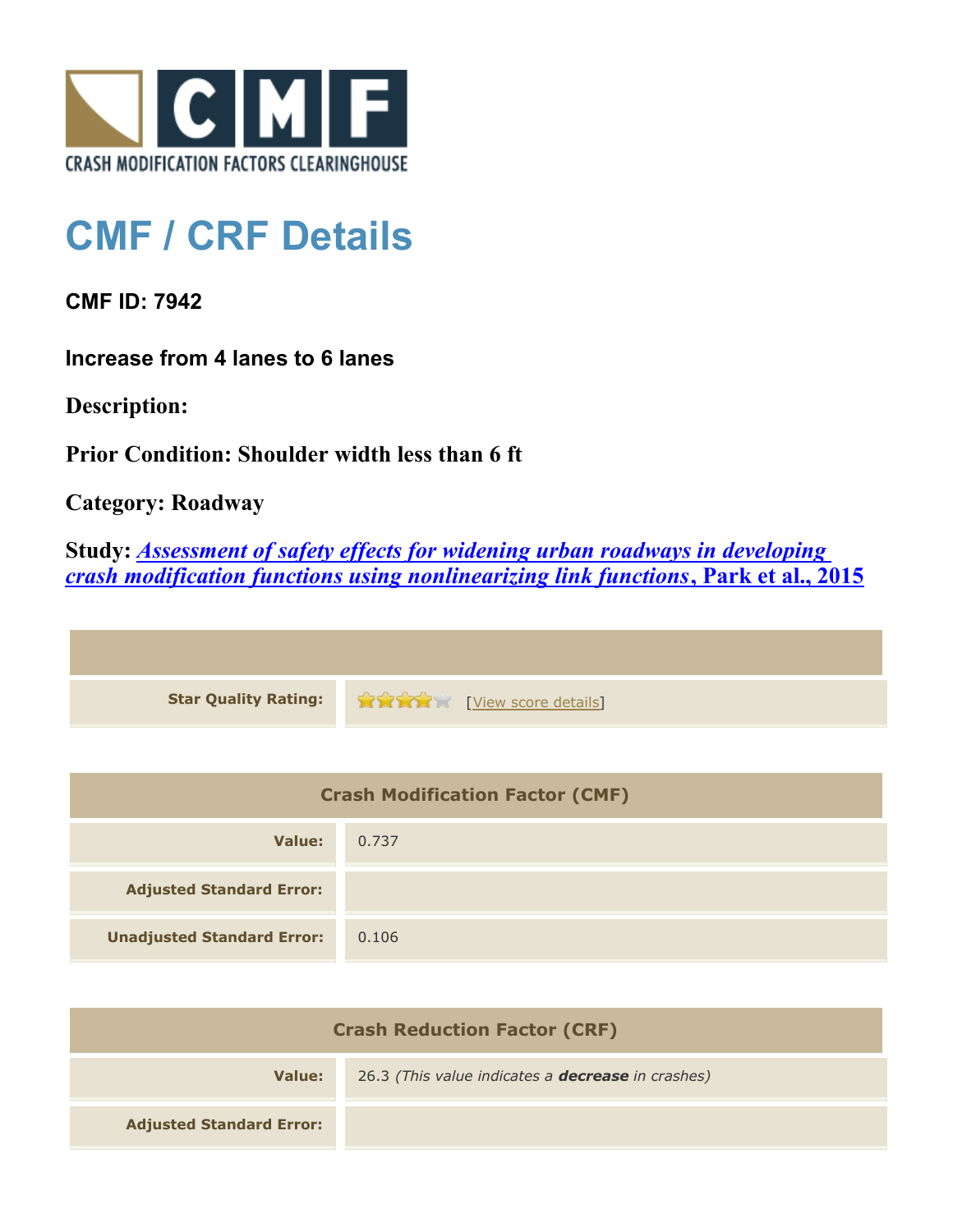CRASH MODIFICATION FACTORS CLEARINGHOUSE

# CMF / CRF Details

**CMF ID: 7942**

**Increase from 4 lanes to 6 lanes**

**Description:**

**Prior Condition: Shoulder width less than 6 ft**

**Category: Roadway**

**Study: *Assessment of safety effects for widening urban roadways in developing crash modification functions using nonlinearizing link functions*, Park et al., 2015**

| | |
|---|---|
| **Star Quality Rating:** | 4 of 5 stars [View score details] |

| Crash Modification Factor (CMF) | |
|---|---|
| **Value:** | 0.737 |
| **Adjusted Standard Error:** | |
| **Unadjusted Standard Error:** | 0.106 |

| Crash Reduction Factor (CRF) | |
|---|---|
| **Value:** | 26.3 *(This value indicates a **decrease** in crashes)* |
| **Adjusted Standard Error:** | |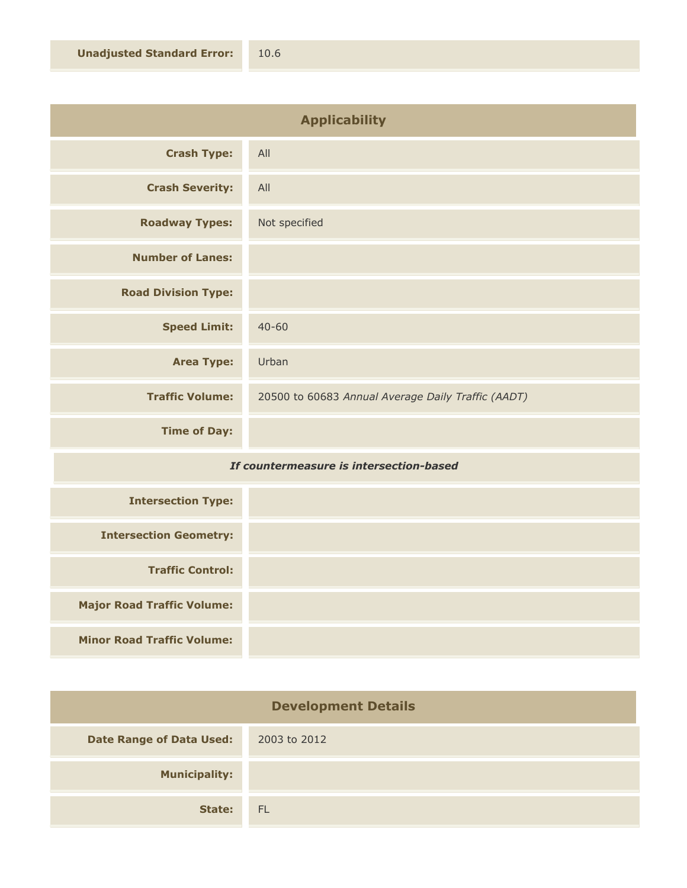| | |
|---|---|
| **Unadjusted Standard Error:** | 10.6 |

## Applicability

| | |
|---|---|
| **Crash Type:** | All |
| **Crash Severity:** | All |
| **Roadway Types:** | Not specified |
| **Number of Lanes:** | |
| **Road Division Type:** | |
| **Speed Limit:** | 40-60 |
| **Area Type:** | Urban |
| **Traffic Volume:** | 20500 to 60683 *Annual Average Daily Traffic (AADT)* |
| **Time of Day:** | |

***If countermeasure is intersection-based***

| | |
|---|---|
| **Intersection Type:** | |
| **Intersection Geometry:** | |
| **Traffic Control:** | |
| **Major Road Traffic Volume:** | |
| **Minor Road Traffic Volume:** | |

## Development Details

| | |
|---|---|
| **Date Range of Data Used:** | 2003 to 2012 |
| **Municipality:** | |
| **State:** | FL |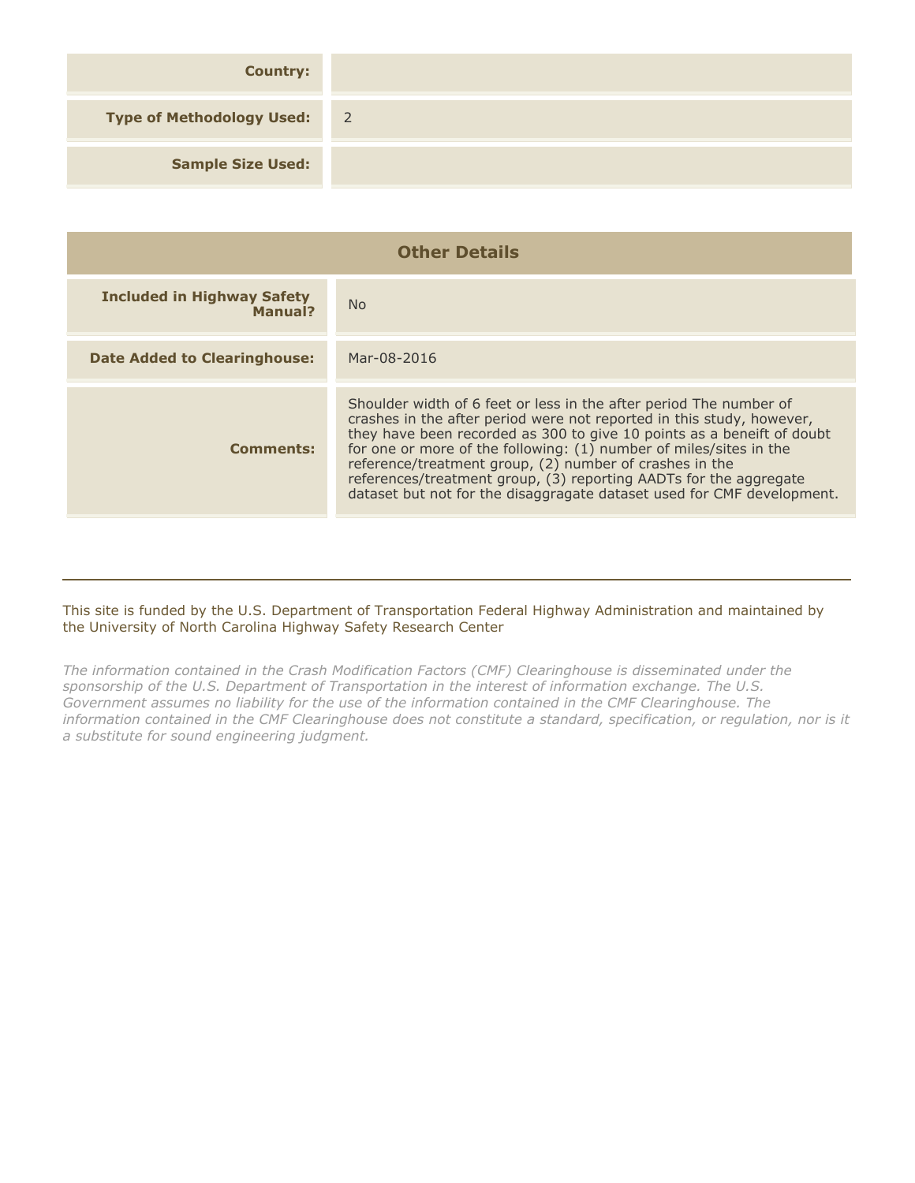| | |
|---|---|
| **Country:** | |
| **Type of Methodology Used:** | 2 |
| **Sample Size Used:** | |

## Other Details

| | |
|---|---|
| **Included in Highway Safety Manual?** | No |
| **Date Added to Clearinghouse:** | Mar-08-2016 |
| **Comments:** | Shoulder width of 6 feet or less in the after period The number of crashes in the after period were not reported in this study, however, they have been recorded as 300 to give 10 points as a beneift of doubt for one or more of the following: (1) number of miles/sites in the reference/treatment group, (2) number of crashes in the references/treatment group, (3) reporting AADTs for the aggregate dataset but not for the disaggragate dataset used for CMF development. |

---

This site is funded by the U.S. Department of Transportation Federal Highway Administration and maintained by the University of North Carolina Highway Safety Research Center

*The information contained in the Crash Modification Factors (CMF) Clearinghouse is disseminated under the sponsorship of the U.S. Department of Transportation in the interest of information exchange. The U.S. Government assumes no liability for the use of the information contained in the CMF Clearinghouse. The information contained in the CMF Clearinghouse does not constitute a standard, specification, or regulation, nor is it a substitute for sound engineering judgment.*